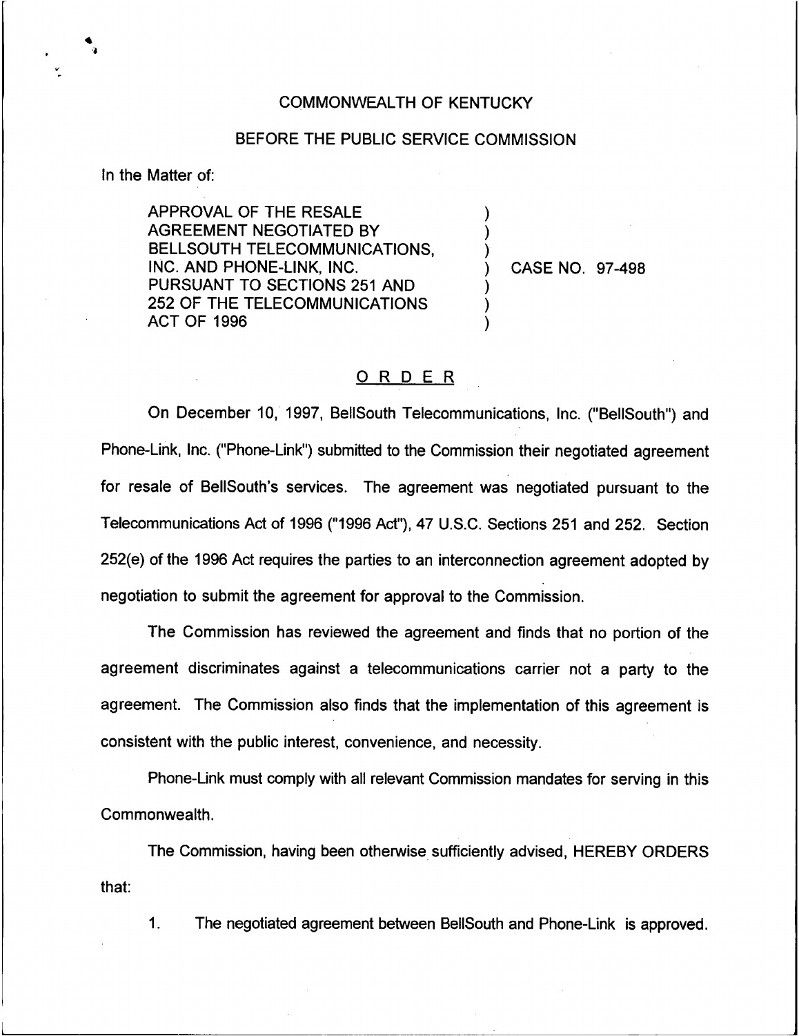COMMONWEALTH OF KENTUCKY

BEFORE THE PUBLIC SERVICE COMMISSION

In the Matter of:

APPROVAL OF THE RESALE AGREEMENT NEGOTIATED BY BELLSOUTH TELECOMMUNICATIONS, INC. AND PHONE-LINK, INC. PURSUANT TO SECTIONS 251 AND 252 OF THE TELECOMMUNICATIONS ACT OF 1996 ) CASE NO. 97-498

## ORDER

On December 10, 1997, BellSouth Telecommunications, Inc. ("BellSouth") and Phone-Link, Inc. ("Phone-Link") submitted to the Commission their negotiated agreement for resale of BellSouth's services. The agreement was negotiated pursuant to the Telecommunications Act of 1996 ("1996 Act"), 47 U.S.C. Sections 251 and 252. Section 252(e) of the 1996 Act requires the parties to an interconnection agreement adopted by negotiation to submit the agreement for approval to the Commission.

The Commission has reviewed the agreement and finds that no portion of the agreement discriminates against a telecommunications carrier not a party to the agreement. The Commission also finds that the implementation of this agreement is consistent with the public interest, convenience, and necessity.

Phone-Link must comply with all relevant Commission mandates for serving in this Commonwealth.

The Commission, having been otherwise sufficiently advised, HEREBY ORDERS that:

1. The negotiated agreement between BellSouth and Phone-Link is approved.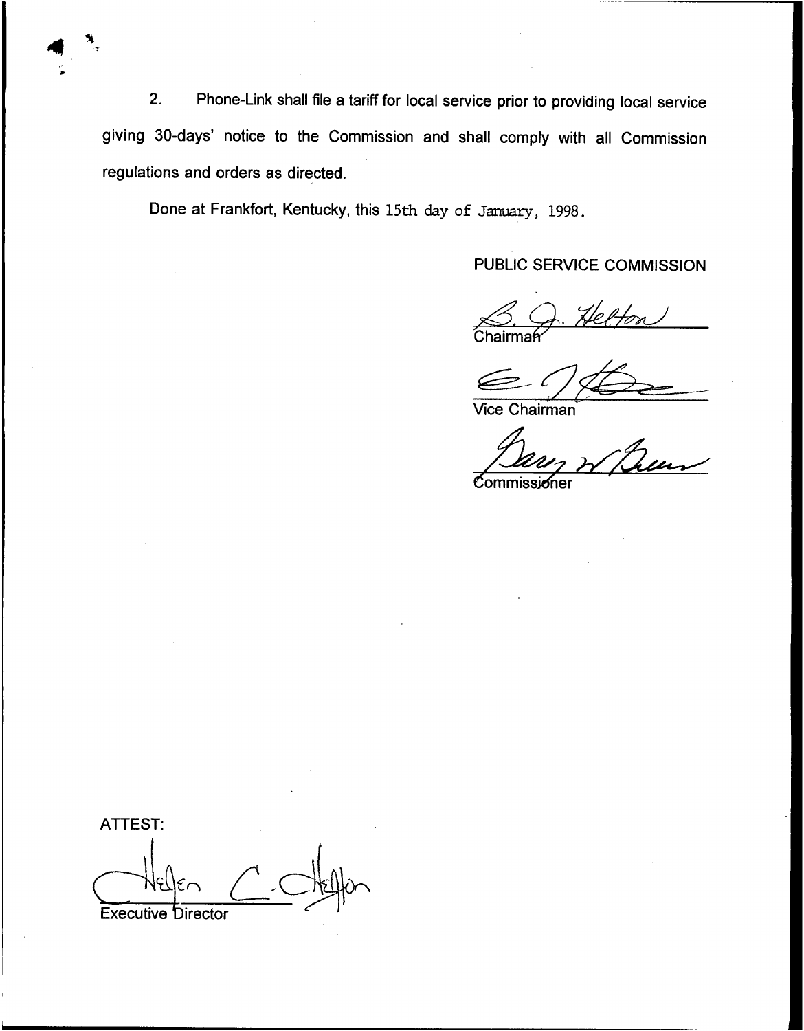2. Phone-Link shall file a tariff for local service prior to providing local service giving 30-days' notice to the Commission and shall comply with all Commission regulations and orders as directed.

Done at Frankfort, Kentucky, this 15th day of January, 1998.

PUBLIC SERVICE COMMISSION

Chairman

Vice Chairman

Commissioner

ATTEST:

Executive Director